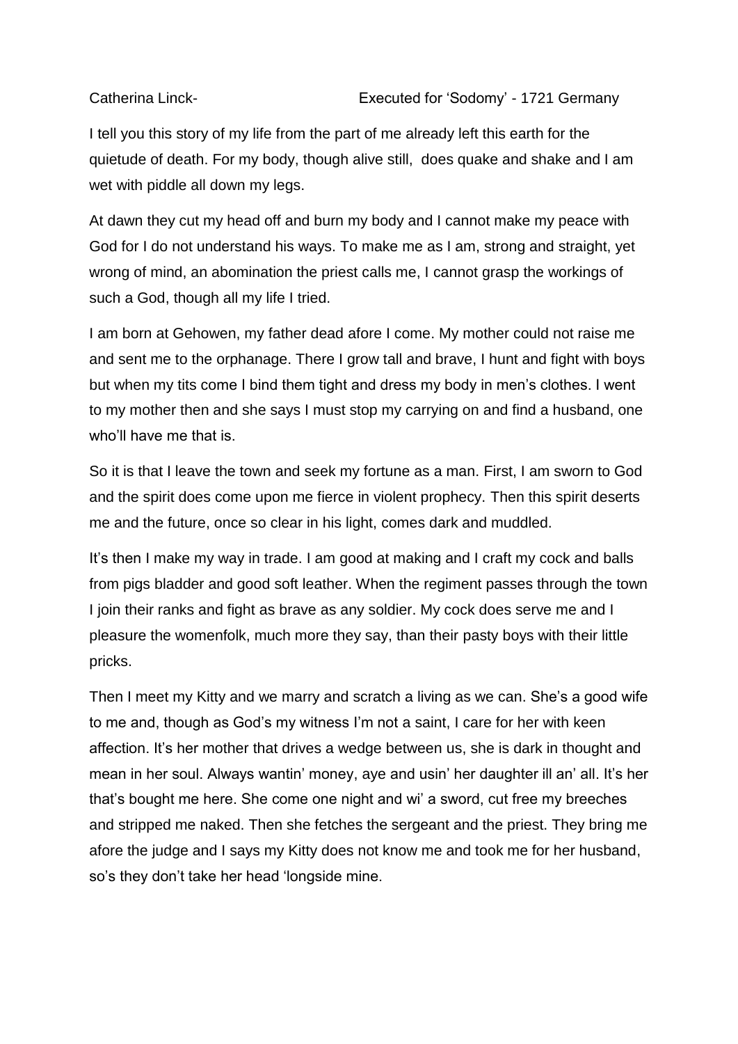Catherina Linck- Executed for 'Sodomy' - 1721 Germany

I tell you this story of my life from the part of me already left this earth for the quietude of death. For my body, though alive still, does quake and shake and I am wet with piddle all down my legs.

At dawn they cut my head off and burn my body and I cannot make my peace with God for I do not understand his ways. To make me as I am, strong and straight, yet wrong of mind, an abomination the priest calls me, I cannot grasp the workings of such a God, though all my life I tried.

I am born at Gehowen, my father dead afore I come. My mother could not raise me and sent me to the orphanage. There I grow tall and brave, I hunt and fight with boys but when my tits come I bind them tight and dress my body in men's clothes. I went to my mother then and she says I must stop my carrying on and find a husband, one who'll have me that is.

So it is that I leave the town and seek my fortune as a man. First, I am sworn to God and the spirit does come upon me fierce in violent prophecy. Then this spirit deserts me and the future, once so clear in his light, comes dark and muddled.

It's then I make my way in trade. I am good at making and I craft my cock and balls from pigs bladder and good soft leather. When the regiment passes through the town I join their ranks and fight as brave as any soldier. My cock does serve me and I pleasure the womenfolk, much more they say, than their pasty boys with their little pricks.

Then I meet my Kitty and we marry and scratch a living as we can. She's a good wife to me and, though as God's my witness I'm not a saint, I care for her with keen affection. It's her mother that drives a wedge between us, she is dark in thought and mean in her soul. Always wantin' money, aye and usin' her daughter ill an' all. It's her that's bought me here. She come one night and wi' a sword, cut free my breeches and stripped me naked. Then she fetches the sergeant and the priest. They bring me afore the judge and I says my Kitty does not know me and took me for her husband, so's they don't take her head 'longside mine.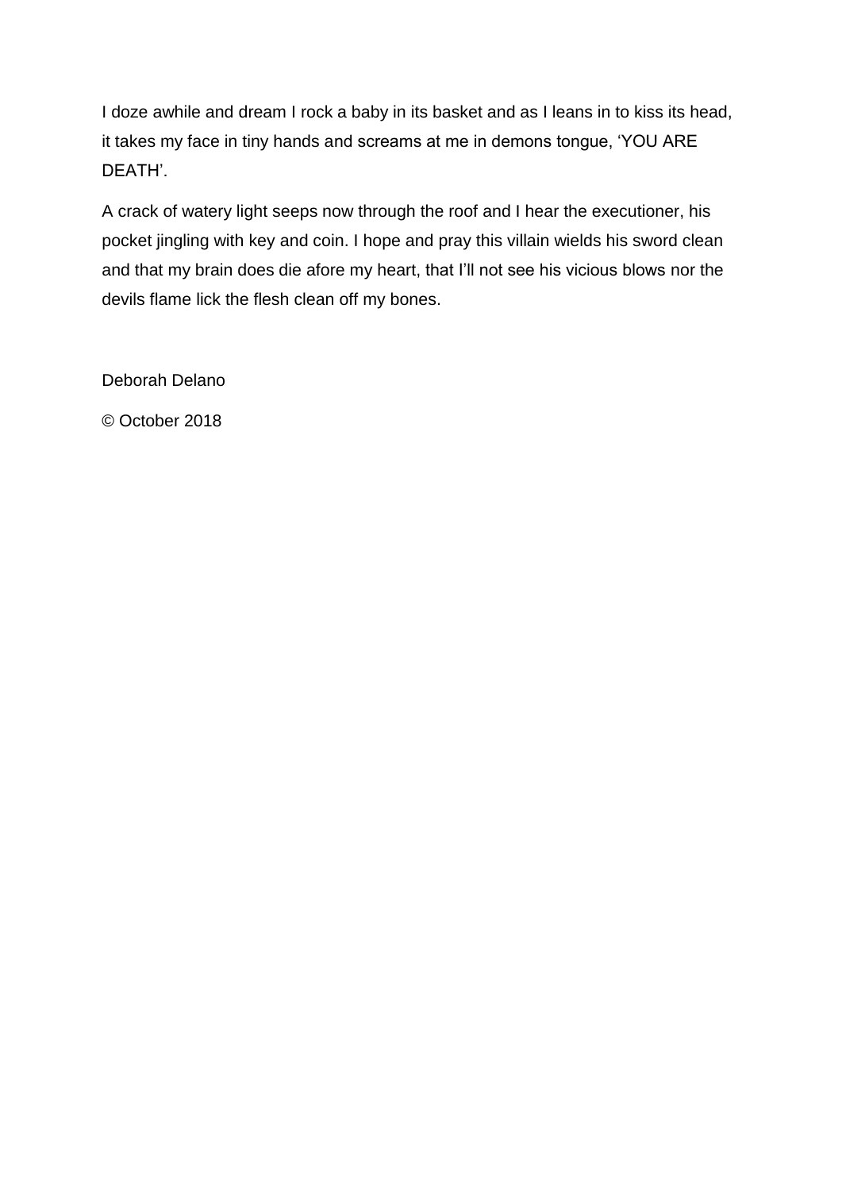I doze awhile and dream I rock a baby in its basket and as I leans in to kiss its head, it takes my face in tiny hands and screams at me in demons tongue, 'YOU ARE DEATH'.

A crack of watery light seeps now through the roof and I hear the executioner, his pocket jingling with key and coin. I hope and pray this villain wields his sword clean and that my brain does die afore my heart, that I'll not see his vicious blows nor the devils flame lick the flesh clean off my bones.

Deborah Delano

© October 2018